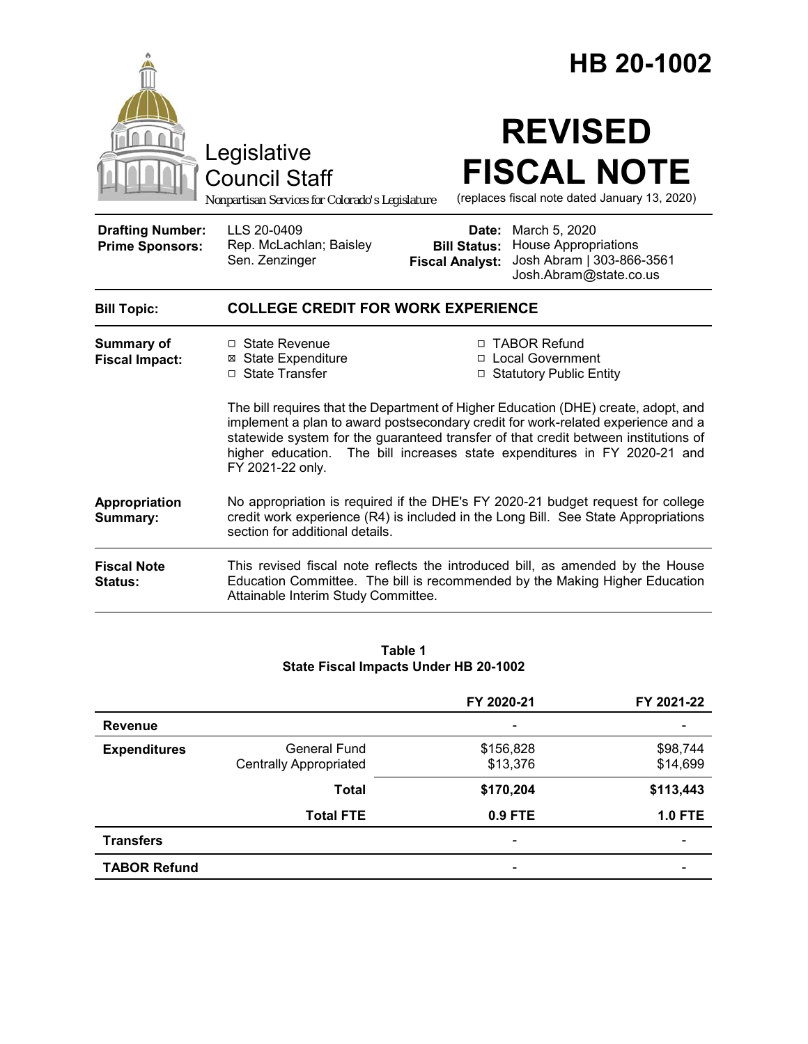# HB 20-1002

Legislative Council Staff

*Nonpartisan Services for Colorado's Legislature*

# REVISED FISCAL NOTE

(replaces fiscal note dated January 13, 2020)

| | | | |
|---|---|---|---|
| **Drafting Number:** | LLS 20-0409 | **Date:** | March 5, 2020 |
| **Prime Sponsors:** | Rep. McLachlan; Baisley<br>Sen. Zenzinger | **Bill Status:** | House Appropriations |
| | | **Fiscal Analyst:** | Josh Abram \| 303-866-3561<br>Josh.Abram@state.co.us |

**Bill Topic:** **COLLEGE CREDIT FOR WORK EXPERIENCE**

**Summary of Fiscal Impact:**

- ☐ State Revenue
- ☒ State Expenditure
- ☐ State Transfer
- ☐ TABOR Refund
- ☐ Local Government
- ☐ Statutory Public Entity

The bill requires that the Department of Higher Education (DHE) create, adopt, and implement a plan to award postsecondary credit for work-related experience and a statewide system for the guaranteed transfer of that credit between institutions of higher education. The bill increases state expenditures in FY 2020-21 and FY 2021-22 only.

**Appropriation Summary:** No appropriation is required if the DHE's FY 2020-21 budget request for college credit work experience (R4) is included in the Long Bill. See State Appropriations section for additional details.

**Fiscal Note Status:** This revised fiscal note reflects the introduced bill, as amended by the House Education Committee. The bill is recommended by the Making Higher Education Attainable Interim Study Committee.

**Table 1**
**State Fiscal Impacts Under HB 20-1002**

| | | FY 2020-21 | FY 2021-22 |
|---|---|---|---|
| **Revenue** | | - | - |
| **Expenditures** | General Fund | $156,828 | $98,744 |
| | Centrally Appropriated | $13,376 | $14,699 |
| | **Total** | **$170,204** | **$113,443** |
| | **Total FTE** | **0.9 FTE** | **1.0 FTE** |
| **Transfers** | | - | - |
| **TABOR Refund** | | - | - |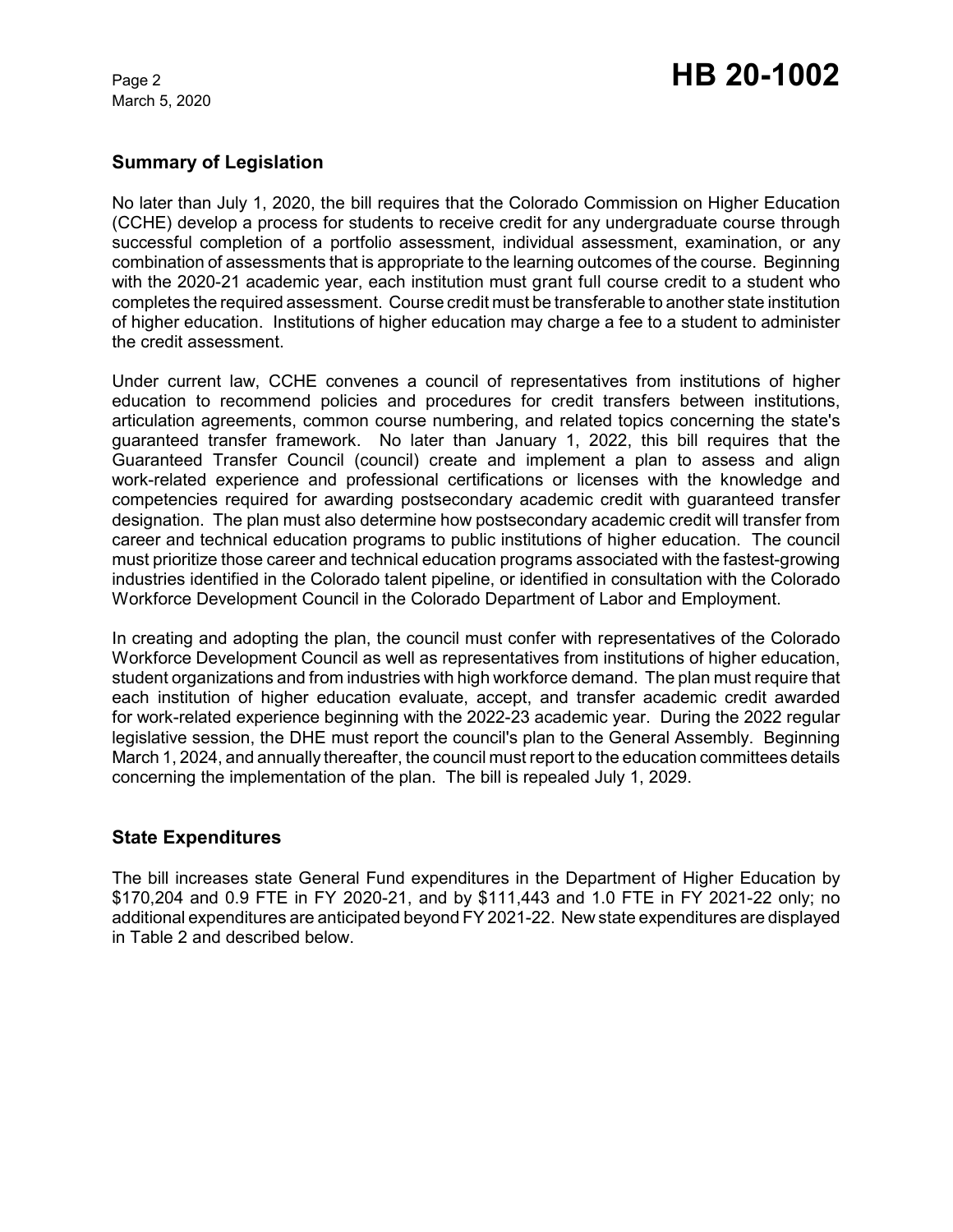## Summary of Legislation

No later than July 1, 2020, the bill requires that the Colorado Commission on Higher Education (CCHE) develop a process for students to receive credit for any undergraduate course through successful completion of a portfolio assessment, individual assessment, examination, or any combination of assessments that is appropriate to the learning outcomes of the course. Beginning with the 2020-21 academic year, each institution must grant full course credit to a student who completes the required assessment. Course credit must be transferable to another state institution of higher education. Institutions of higher education may charge a fee to a student to administer the credit assessment.

Under current law, CCHE convenes a council of representatives from institutions of higher education to recommend policies and procedures for credit transfers between institutions, articulation agreements, common course numbering, and related topics concerning the state's guaranteed transfer framework. No later than January 1, 2022, this bill requires that the Guaranteed Transfer Council (council) create and implement a plan to assess and align work-related experience and professional certifications or licenses with the knowledge and competencies required for awarding postsecondary academic credit with guaranteed transfer designation. The plan must also determine how postsecondary academic credit will transfer from career and technical education programs to public institutions of higher education. The council must prioritize those career and technical education programs associated with the fastest-growing industries identified in the Colorado talent pipeline, or identified in consultation with the Colorado Workforce Development Council in the Colorado Department of Labor and Employment.

In creating and adopting the plan, the council must confer with representatives of the Colorado Workforce Development Council as well as representatives from institutions of higher education, student organizations and from industries with high workforce demand. The plan must require that each institution of higher education evaluate, accept, and transfer academic credit awarded for work-related experience beginning with the 2022-23 academic year. During the 2022 regular legislative session, the DHE must report the council's plan to the General Assembly. Beginning March 1, 2024, and annually thereafter, the council must report to the education committees details concerning the implementation of the plan. The bill is repealed July 1, 2029.

## State Expenditures

The bill increases state General Fund expenditures in the Department of Higher Education by $170,204 and 0.9 FTE in FY 2020-21, and by $111,443 and 1.0 FTE in FY 2021-22 only; no additional expenditures are anticipated beyond FY 2021-22. New state expenditures are displayed in Table 2 and described below.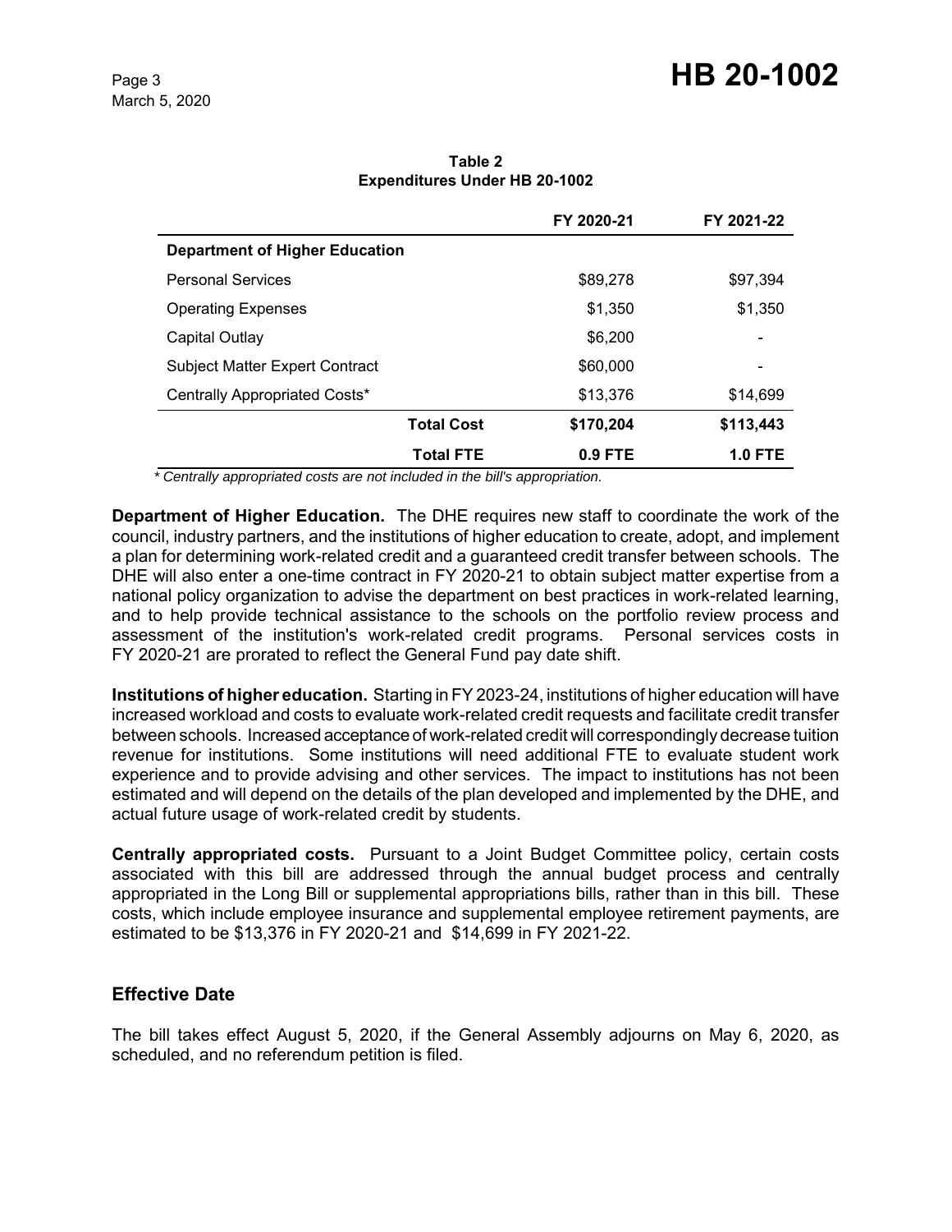**Table 2**
**Expenditures Under HB 20-1002**

| | FY 2020-21 | FY 2021-22 |
|---|---|---|
| **Department of Higher Education** | | |
| Personal Services | $89,278 | $97,394 |
| Operating Expenses | $1,350 | $1,350 |
| Capital Outlay | $6,200 | - |
| Subject Matter Expert Contract | $60,000 | - |
| Centrally Appropriated Costs* | $13,376 | $14,699 |
| **Total Cost** | **$170,204** | **$113,443** |
| **Total FTE** | **0.9 FTE** | **1.0 FTE** |

*\* Centrally appropriated costs are not included in the bill's appropriation.*

**Department of Higher Education.** The DHE requires new staff to coordinate the work of the council, industry partners, and the institutions of higher education to create, adopt, and implement a plan for determining work-related credit and a guaranteed credit transfer between schools. The DHE will also enter a one-time contract in FY 2020-21 to obtain subject matter expertise from a national policy organization to advise the department on best practices in work-related learning, and to help provide technical assistance to the schools on the portfolio review process and assessment of the institution's work-related credit programs. Personal services costs in FY 2020-21 are prorated to reflect the General Fund pay date shift.

**Institutions of higher education.** Starting in FY 2023-24, institutions of higher education will have increased workload and costs to evaluate work-related credit requests and facilitate credit transfer between schools. Increased acceptance of work-related credit will correspondingly decrease tuition revenue for institutions. Some institutions will need additional FTE to evaluate student work experience and to provide advising and other services. The impact to institutions has not been estimated and will depend on the details of the plan developed and implemented by the DHE, and actual future usage of work-related credit by students.

**Centrally appropriated costs.** Pursuant to a Joint Budget Committee policy, certain costs associated with this bill are addressed through the annual budget process and centrally appropriated in the Long Bill or supplemental appropriations bills, rather than in this bill. These costs, which include employee insurance and supplemental employee retirement payments, are estimated to be $13,376 in FY 2020-21 and $14,699 in FY 2021-22.

## Effective Date

The bill takes effect August 5, 2020, if the General Assembly adjourns on May 6, 2020, as scheduled, and no referendum petition is filed.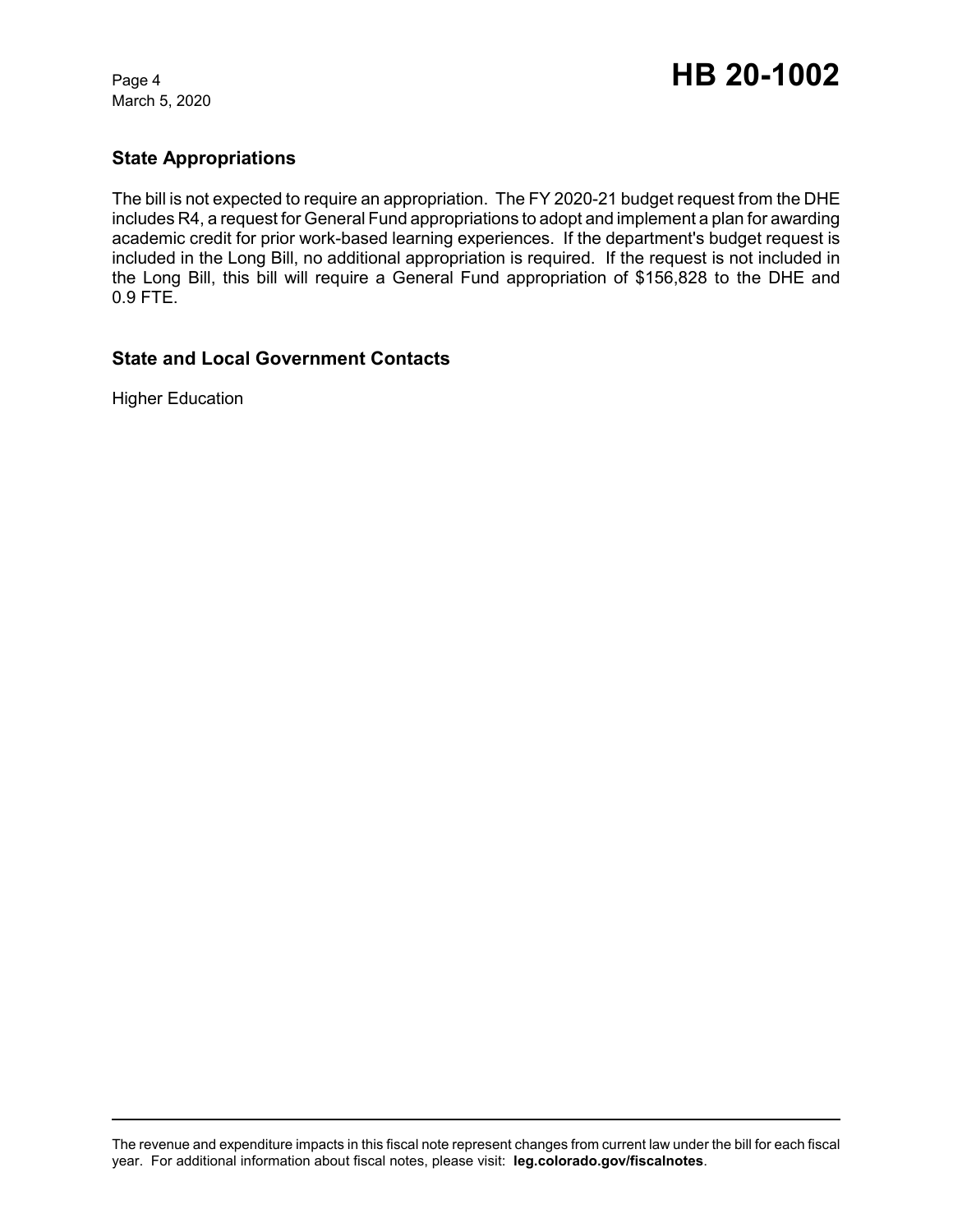## State Appropriations

The bill is not expected to require an appropriation. The FY 2020-21 budget request from the DHE includes R4, a request for General Fund appropriations to adopt and implement a plan for awarding academic credit for prior work-based learning experiences. If the department's budget request is included in the Long Bill, no additional appropriation is required. If the request is not included in the Long Bill, this bill will require a General Fund appropriation of $156,828 to the DHE and 0.9 FTE.

## State and Local Government Contacts

Higher Education